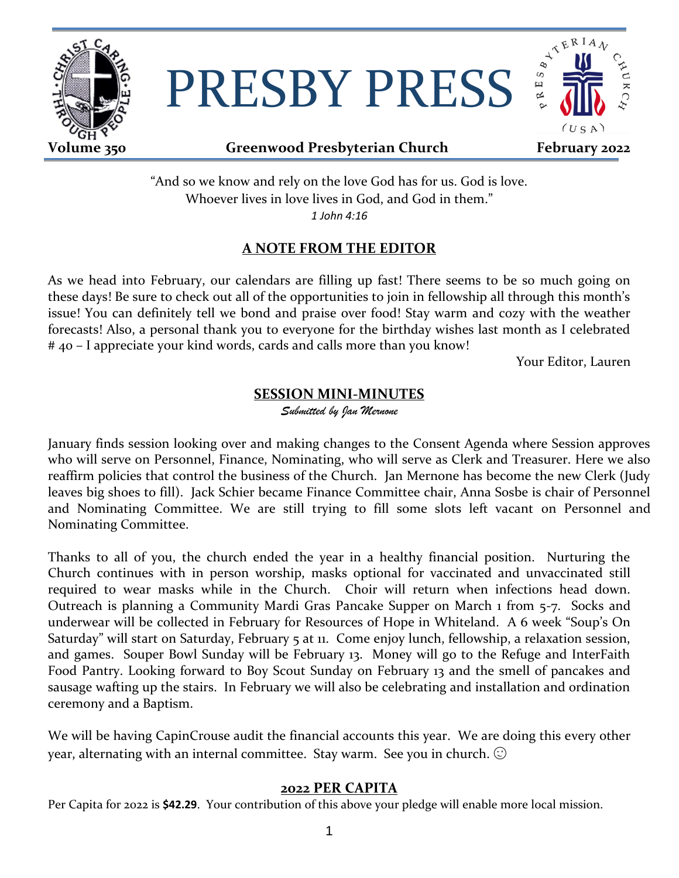# PRESBY PRESS

**Volume 350** **Greenwood Presbyterian Church** **February 2022**

"And so we know and rely on the love God has for us. God is love.
Whoever lives in love lives in God, and God in them."
*1 John 4:16*

## A NOTE FROM THE EDITOR

As we head into February, our calendars are filling up fast! There seems to be so much going on these days! Be sure to check out all of the opportunities to join in fellowship all through this month's issue! You can definitely tell we bond and praise over food! Stay warm and cozy with the weather forecasts! Also, a personal thank you to everyone for the birthday wishes last month as I celebrated # 40 – I appreciate your kind words, cards and calls more than you know!

Your Editor, Lauren

## SESSION MINI-MINUTES

*Submitted by Jan Mernone*

January finds session looking over and making changes to the Consent Agenda where Session approves who will serve on Personnel, Finance, Nominating, who will serve as Clerk and Treasurer. Here we also reaffirm policies that control the business of the Church. Jan Mernone has become the new Clerk (Judy leaves big shoes to fill). Jack Schier became Finance Committee chair, Anna Sosbe is chair of Personnel and Nominating Committee. We are still trying to fill some slots left vacant on Personnel and Nominating Committee.

Thanks to all of you, the church ended the year in a healthy financial position. Nurturing the Church continues with in person worship, masks optional for vaccinated and unvaccinated still required to wear masks while in the Church. Choir will return when infections head down. Outreach is planning a Community Mardi Gras Pancake Supper on March 1 from 5-7. Socks and underwear will be collected in February for Resources of Hope in Whiteland. A 6 week "Soup's On Saturday" will start on Saturday, February 5 at 11. Come enjoy lunch, fellowship, a relaxation session, and games. Souper Bowl Sunday will be February 13. Money will go to the Refuge and InterFaith Food Pantry. Looking forward to Boy Scout Sunday on February 13 and the smell of pancakes and sausage wafting up the stairs. In February we will also be celebrating and installation and ordination ceremony and a Baptism.

We will be having CapinCrouse audit the financial accounts this year. We are doing this every other year, alternating with an internal committee. Stay warm. See you in church. ☺

## 2022 PER CAPITA

Per Capita for 2022 is **$42.29**. Your contribution of this above your pledge will enable more local mission.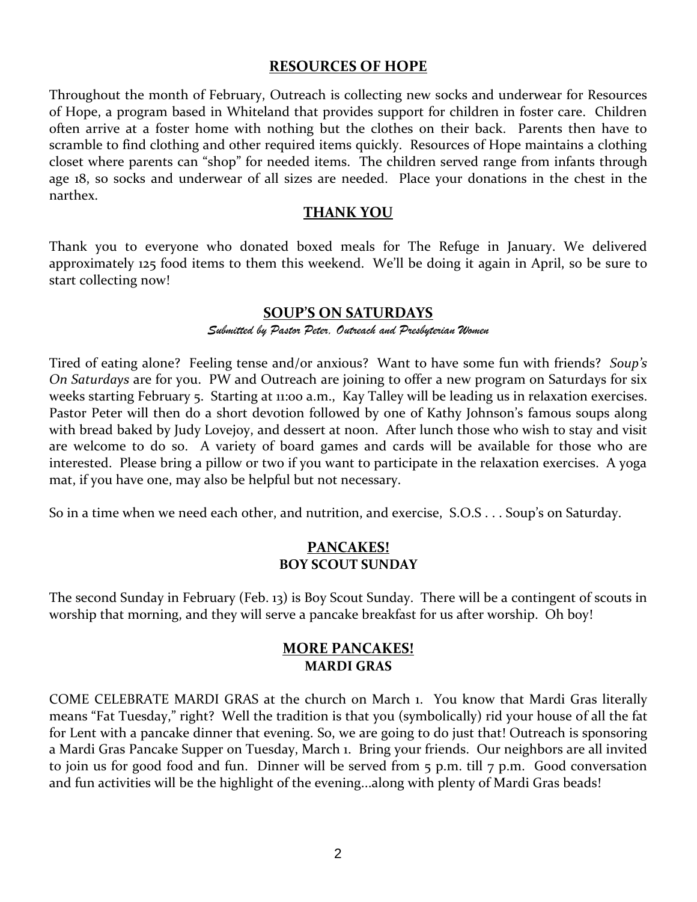## RESOURCES OF HOPE

Throughout the month of February, Outreach is collecting new socks and underwear for Resources of Hope, a program based in Whiteland that provides support for children in foster care. Children often arrive at a foster home with nothing but the clothes on their back. Parents then have to scramble to find clothing and other required items quickly. Resources of Hope maintains a clothing closet where parents can "shop" for needed items. The children served range from infants through age 18, so socks and underwear of all sizes are needed. Place your donations in the chest in the narthex.

## THANK YOU

Thank you to everyone who donated boxed meals for The Refuge in January. We delivered approximately 125 food items to them this weekend. We'll be doing it again in April, so be sure to start collecting now!

## SOUP'S ON SATURDAYS

*Submitted by Pastor Peter, Outreach and Presbyterian Women*

Tired of eating alone? Feeling tense and/or anxious? Want to have some fun with friends? *Soup's On Saturdays* are for you. PW and Outreach are joining to offer a new program on Saturdays for six weeks starting February 5. Starting at 11:00 a.m., Kay Talley will be leading us in relaxation exercises. Pastor Peter will then do a short devotion followed by one of Kathy Johnson's famous soups along with bread baked by Judy Lovejoy, and dessert at noon. After lunch those who wish to stay and visit are welcome to do so. A variety of board games and cards will be available for those who are interested. Please bring a pillow or two if you want to participate in the relaxation exercises. A yoga mat, if you have one, may also be helpful but not necessary.

So in a time when we need each other, and nutrition, and exercise, S.O.S . . . Soup's on Saturday.

## PANCAKES!
### BOY SCOUT SUNDAY

The second Sunday in February (Feb. 13) is Boy Scout Sunday. There will be a contingent of scouts in worship that morning, and they will serve a pancake breakfast for us after worship. Oh boy!

## MORE PANCAKES!
### MARDI GRAS

COME CELEBRATE MARDI GRAS at the church on March 1. You know that Mardi Gras literally means "Fat Tuesday," right? Well the tradition is that you (symbolically) rid your house of all the fat for Lent with a pancake dinner that evening. So, we are going to do just that! Outreach is sponsoring a Mardi Gras Pancake Supper on Tuesday, March 1. Bring your friends. Our neighbors are all invited to join us for good food and fun. Dinner will be served from 5 p.m. till 7 p.m. Good conversation and fun activities will be the highlight of the evening...along with plenty of Mardi Gras beads!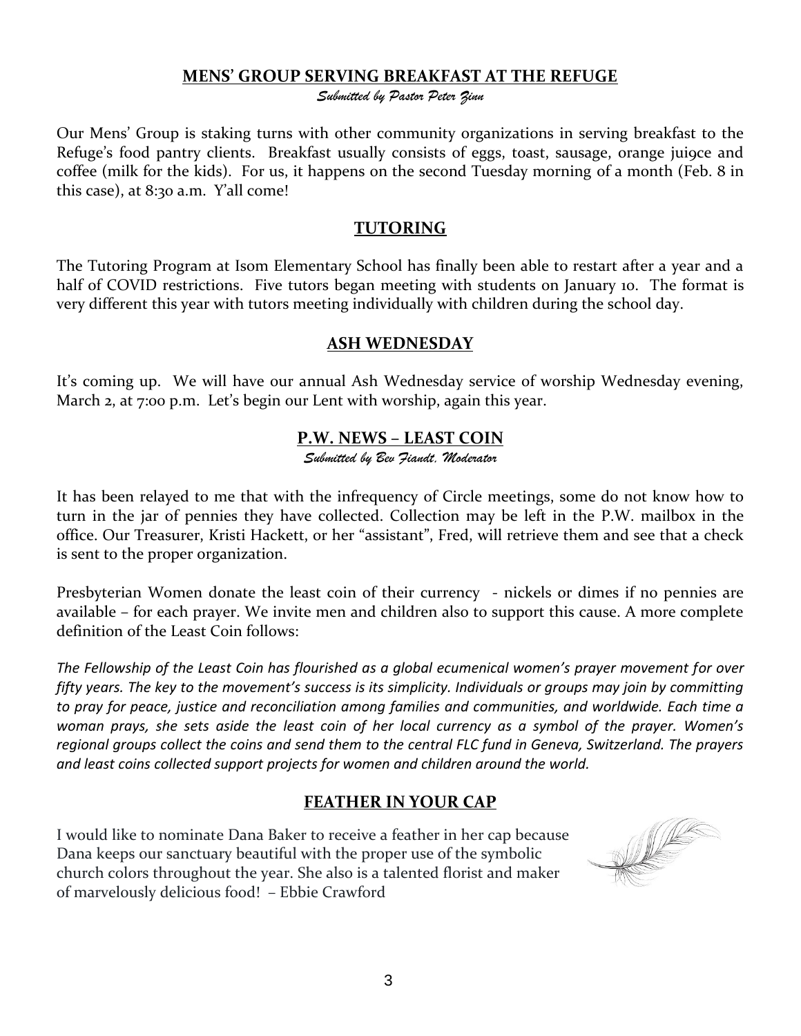## MENS' GROUP SERVING BREAKFAST AT THE REFUGE

*Submitted by Pastor Peter Zinn*

Our Mens' Group is staking turns with other community organizations in serving breakfast to the Refuge's food pantry clients. Breakfast usually consists of eggs, toast, sausage, orange jui9ce and coffee (milk for the kids). For us, it happens on the second Tuesday morning of a month (Feb. 8 in this case), at 8:30 a.m. Y'all come!

## TUTORING

The Tutoring Program at Isom Elementary School has finally been able to restart after a year and a half of COVID restrictions. Five tutors began meeting with students on January 10. The format is very different this year with tutors meeting individually with children during the school day.

## ASH WEDNESDAY

It's coming up. We will have our annual Ash Wednesday service of worship Wednesday evening, March 2, at 7:00 p.m. Let's begin our Lent with worship, again this year.

## P.W. NEWS – LEAST COIN

*Submitted by Bev Fiandt, Moderator*

It has been relayed to me that with the infrequency of Circle meetings, some do not know how to turn in the jar of pennies they have collected. Collection may be left in the P.W. mailbox in the office. Our Treasurer, Kristi Hackett, or her "assistant", Fred, will retrieve them and see that a check is sent to the proper organization.

Presbyterian Women donate the least coin of their currency - nickels or dimes if no pennies are available – for each prayer. We invite men and children also to support this cause. A more complete definition of the Least Coin follows:

*The Fellowship of the Least Coin has flourished as a global ecumenical women's prayer movement for over fifty years. The key to the movement's success is its simplicity. Individuals or groups may join by committing to pray for peace, justice and reconciliation among families and communities, and worldwide. Each time a woman prays, she sets aside the least coin of her local currency as a symbol of the prayer. Women's regional groups collect the coins and send them to the central FLC fund in Geneva, Switzerland. The prayers and least coins collected support projects for women and children around the world.*

## FEATHER IN YOUR CAP

I would like to nominate Dana Baker to receive a feather in her cap because Dana keeps our sanctuary beautiful with the proper use of the symbolic church colors throughout the year. She also is a talented florist and maker of marvelously delicious food! – Ebbie Crawford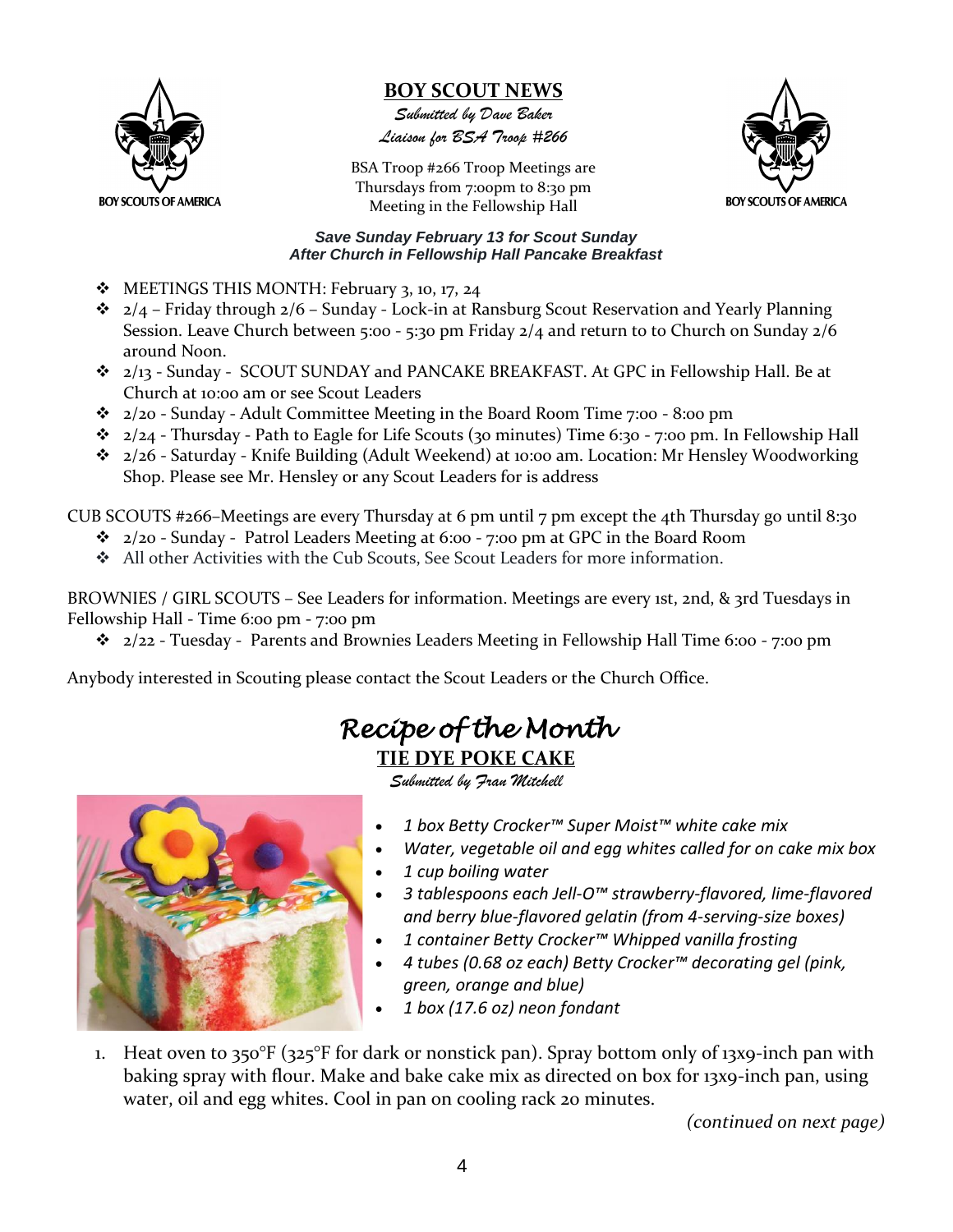## BOY SCOUT NEWS

*Submitted by Dave Baker*
*Liaison for BSA Troop #266*

BSA Troop #266 Troop Meetings are Thursdays from 7:oopm to 8:30 pm Meeting in the Fellowship Hall

***Save Sunday February 13 for Scout Sunday***
***After Church in Fellowship Hall Pancake Breakfast***

- MEETINGS THIS MONTH: February 3, 10, 17, 24
- 2/4 – Friday through 2/6 – Sunday - Lock-in at Ransburg Scout Reservation and Yearly Planning Session. Leave Church between 5:00 - 5:30 pm Friday 2/4 and return to to Church on Sunday 2/6 around Noon.
- 2/13 - Sunday - SCOUT SUNDAY and PANCAKE BREAKFAST. At GPC in Fellowship Hall. Be at Church at 10:00 am or see Scout Leaders
- 2/20 - Sunday - Adult Committee Meeting in the Board Room Time 7:00 - 8:00 pm
- 2/24 - Thursday - Path to Eagle for Life Scouts (30 minutes) Time 6:30 - 7:00 pm. In Fellowship Hall
- 2/26 - Saturday - Knife Building (Adult Weekend) at 10:00 am. Location: Mr Hensley Woodworking Shop. Please see Mr. Hensley or any Scout Leaders for is address

CUB SCOUTS #266–Meetings are every Thursday at 6 pm until 7 pm except the 4th Thursday go until 8:30

- 2/20 - Sunday - Patrol Leaders Meeting at 6:00 - 7:00 pm at GPC in the Board Room
- All other Activities with the Cub Scouts, See Scout Leaders for more information.

BROWNIES / GIRL SCOUTS – See Leaders for information. Meetings are every 1st, 2nd, & 3rd Tuesdays in Fellowship Hall - Time 6:00 pm - 7:00 pm

- 2/22 - Tuesday - Parents and Brownies Leaders Meeting in Fellowship Hall Time 6:00 - 7:00 pm

Anybody interested in Scouting please contact the Scout Leaders or the Church Office.

## *Recipe of the Month*

### TIE DYE POKE CAKE

*Submitted by Fran Mitchell*

- *1 box Betty Crocker™ Super Moist™ white cake mix*
- *Water, vegetable oil and egg whites called for on cake mix box*
- *1 cup boiling water*
- *3 tablespoons each Jell-O™ strawberry-flavored, lime-flavored and berry blue-flavored gelatin (from 4-serving-size boxes)*
- *1 container Betty Crocker™ Whipped vanilla frosting*
- *4 tubes (0.68 oz each) Betty Crocker™ decorating gel (pink, green, orange and blue)*
- *1 box (17.6 oz) neon fondant*

1. Heat oven to 350°F (325°F for dark or nonstick pan). Spray bottom only of 13x9-inch pan with baking spray with flour. Make and bake cake mix as directed on box for 13x9-inch pan, using water, oil and egg whites. Cool in pan on cooling rack 20 minutes.

*(continued on next page)*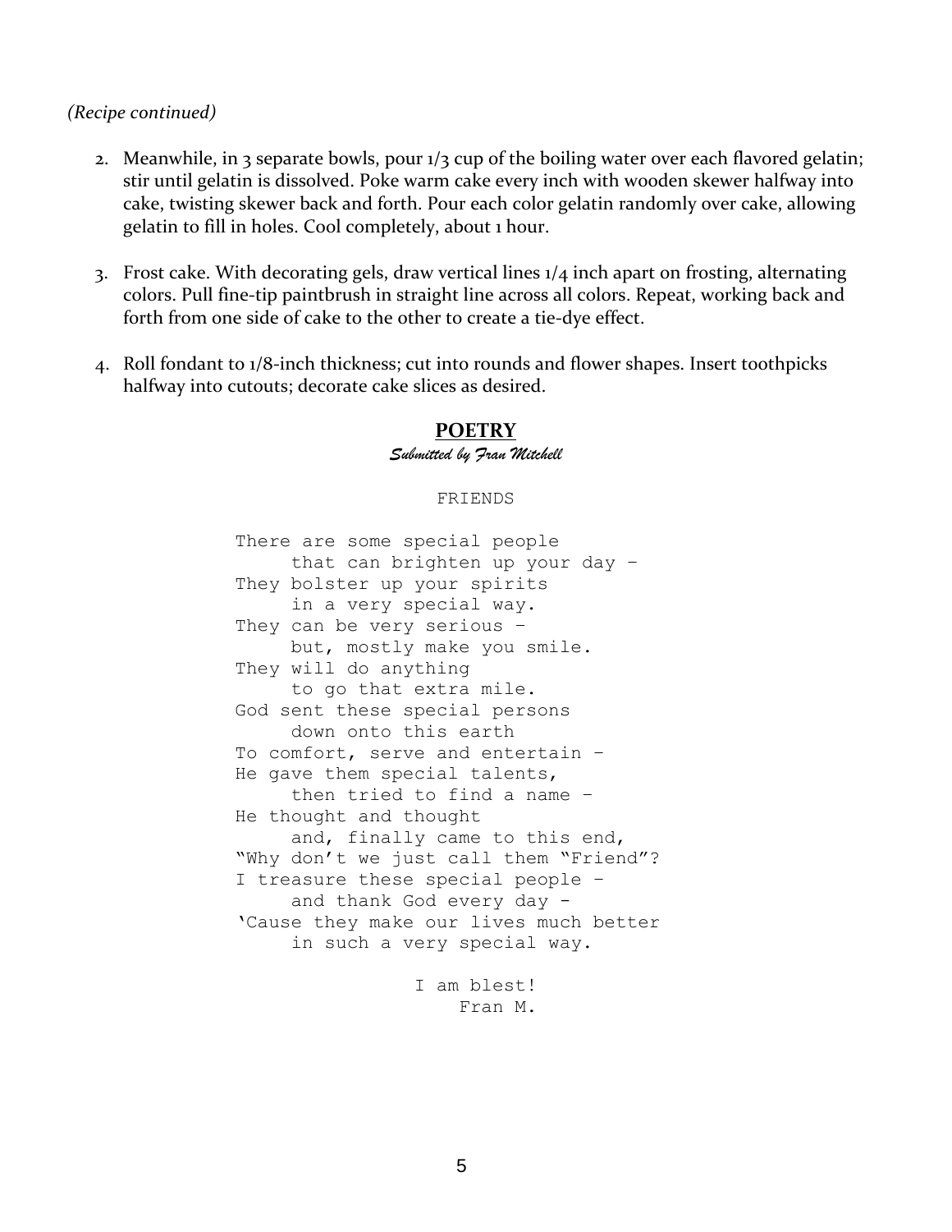*(Recipe continued)*

2. Meanwhile, in 3 separate bowls, pour 1/3 cup of the boiling water over each flavored gelatin; stir until gelatin is dissolved. Poke warm cake every inch with wooden skewer halfway into cake, twisting skewer back and forth. Pour each color gelatin randomly over cake, allowing gelatin to fill in holes. Cool completely, about 1 hour.

3. Frost cake. With decorating gels, draw vertical lines 1/4 inch apart on frosting, alternating colors. Pull fine-tip paintbrush in straight line across all colors. Repeat, working back and forth from one side of cake to the other to create a tie-dye effect.

4. Roll fondant to 1/8-inch thickness; cut into rounds and flower shapes. Insert toothpicks halfway into cutouts; decorate cake slices as desired.

## POETRY

*Submitted by Fran Mitchell*

FRIENDS

There are some special people
     that can brighten up your day –
They bolster up your spirits
     in a very special way.
They can be very serious –
     but, mostly make you smile.
They will do anything
     to go that extra mile.
God sent these special persons
     down onto this earth
To comfort, serve and entertain –
He gave them special talents,
     then tried to find a name –
He thought and thought
     and, finally came to this end,
"Why don't we just call them "Friend"?
I treasure these special people –
     and thank God every day -
'Cause they make our lives much better
     in such a very special way.

I am blest!
Fran M.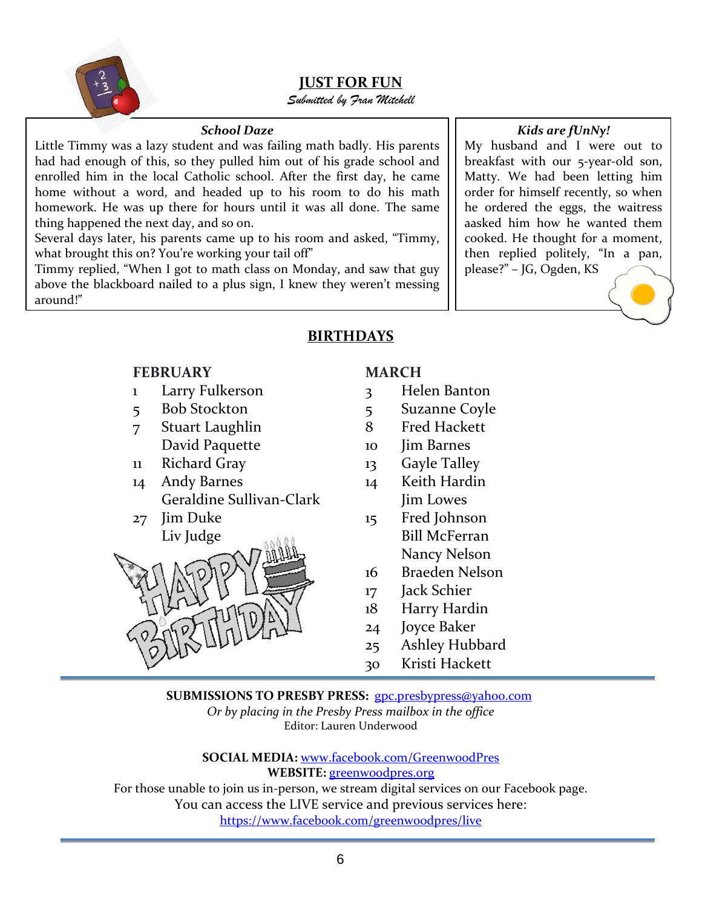## JUST FOR FUN

*Submitted by Fran Mitchell*

### *School Daze*

Little Timmy was a lazy student and was failing math badly. His parents had had enough of this, so they pulled him out of his grade school and enrolled him in the local Catholic school. After the first day, he came home without a word, and headed up to his room to do his math homework. He was up there for hours until it was all done. The same thing happened the next day, and so on.

Several days later, his parents came up to his room and asked, "Timmy, what brought this on? You're working your tail off"

Timmy replied, "When I got to math class on Monday, and saw that guy above the blackboard nailed to a plus sign, I knew they weren't messing around!"

### *Kids are fUnNy!*

My husband and I were out to breakfast with our 5-year-old son, Matty. We had been letting him order for himself recently, so when he ordered the eggs, the waitress aasked him how he wanted them cooked. He thought for a moment, then replied politely, "In a pan, please?" – JG, Ogden, KS

## BIRTHDAYS

**FEBRUARY**

| | |
|---|---|
| 1 | Larry Fulkerson |
| 5 | Bob Stockton |
| 7 | Stuart Laughlin |
| | David Paquette |
| 11 | Richard Gray |
| 14 | Andy Barnes |
| | Geraldine Sullivan-Clark |
| 27 | Jim Duke |
| | Liv Judge |

**MARCH**

| | |
|---|---|
| 3 | Helen Banton |
| 5 | Suzanne Coyle |
| 8 | Fred Hackett |
| 10 | Jim Barnes |
| 13 | Gayle Talley |
| 14 | Keith Hardin |
| | Jim Lowes |
| 15 | Fred Johnson |
| | Bill McFerran |
| | Nancy Nelson |
| 16 | Braeden Nelson |
| 17 | Jack Schier |
| 18 | Harry Hardin |
| 24 | Joyce Baker |
| 25 | Ashley Hubbard |
| 30 | Kristi Hackett |

**SUBMISSIONS TO PRESBY PRESS:** gpc.presbypress@yahoo.com
*Or by placing in the Presby Press mailbox in the office*
Editor: Lauren Underwood

**SOCIAL MEDIA:** www.facebook.com/GreenwoodPres
**WEBSITE:** greenwoodpres.org
For those unable to join us in-person, we stream digital services on our Facebook page.
You can access the LIVE service and previous services here:
https://www.facebook.com/greenwoodpres/live